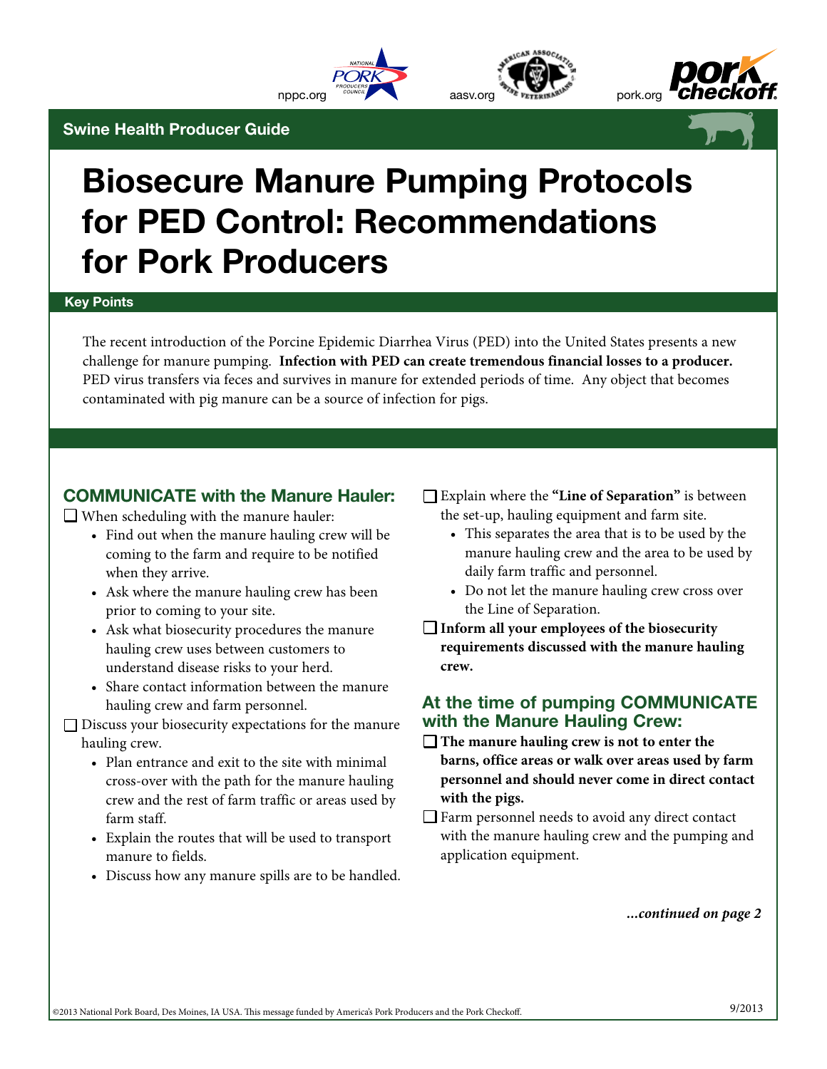nppc.org aasv.org pork.org

Swine Health Producer Guide

# Biosecure Manure Pumping Protocols for PED Control: Recommendations for Pork Producers

## Key Points

The recent introduction of the Porcine Epidemic Diarrhea Virus (PED) into the United States presents a new challenge for manure pumping. **Infection with PED can create tremendous financial losses to a producer.** PED virus transfers via feces and survives in manure for extended periods of time. Any object that becomes contaminated with pig manure can be a source of infection for pigs.

### COMMUNICATE with the Manure Hauler:

- ☐ When scheduling with the manure hauler:
  - Find out when the manure hauling crew will be coming to the farm and require to be notified when they arrive.
  - Ask where the manure hauling crew has been prior to coming to your site.
  - Ask what biosecurity procedures the manure hauling crew uses between customers to understand disease risks to your herd.
  - Share contact information between the manure hauling crew and farm personnel.
- ☐ Discuss your biosecurity expectations for the manure hauling crew.
  - Plan entrance and exit to the site with minimal cross-over with the path for the manure hauling crew and the rest of farm traffic or areas used by farm staff.
  - Explain the routes that will be used to transport manure to fields.
  - Discuss how any manure spills are to be handled.
- ☐ Explain where the **"Line of Separation"** is between the set-up, hauling equipment and farm site.
  - This separates the area that is to be used by the manure hauling crew and the area to be used by daily farm traffic and personnel.
  - Do not let the manure hauling crew cross over the Line of Separation.
- ☐ **Inform all your employees of the biosecurity requirements discussed with the manure hauling crew.**

### At the time of pumping COMMUNICATE with the Manure Hauling Crew:

- ☐ **The manure hauling crew is not to enter the barns, office areas or walk over areas used by farm personnel and should never come in direct contact with the pigs.**
- ☐ Farm personnel needs to avoid any direct contact with the manure hauling crew and the pumping and application equipment.

***...continued on page 2***

©2013 National Pork Board, Des Moines, IA USA. This message funded by America's Pork Producers and the Pork Checkoff. 9/2013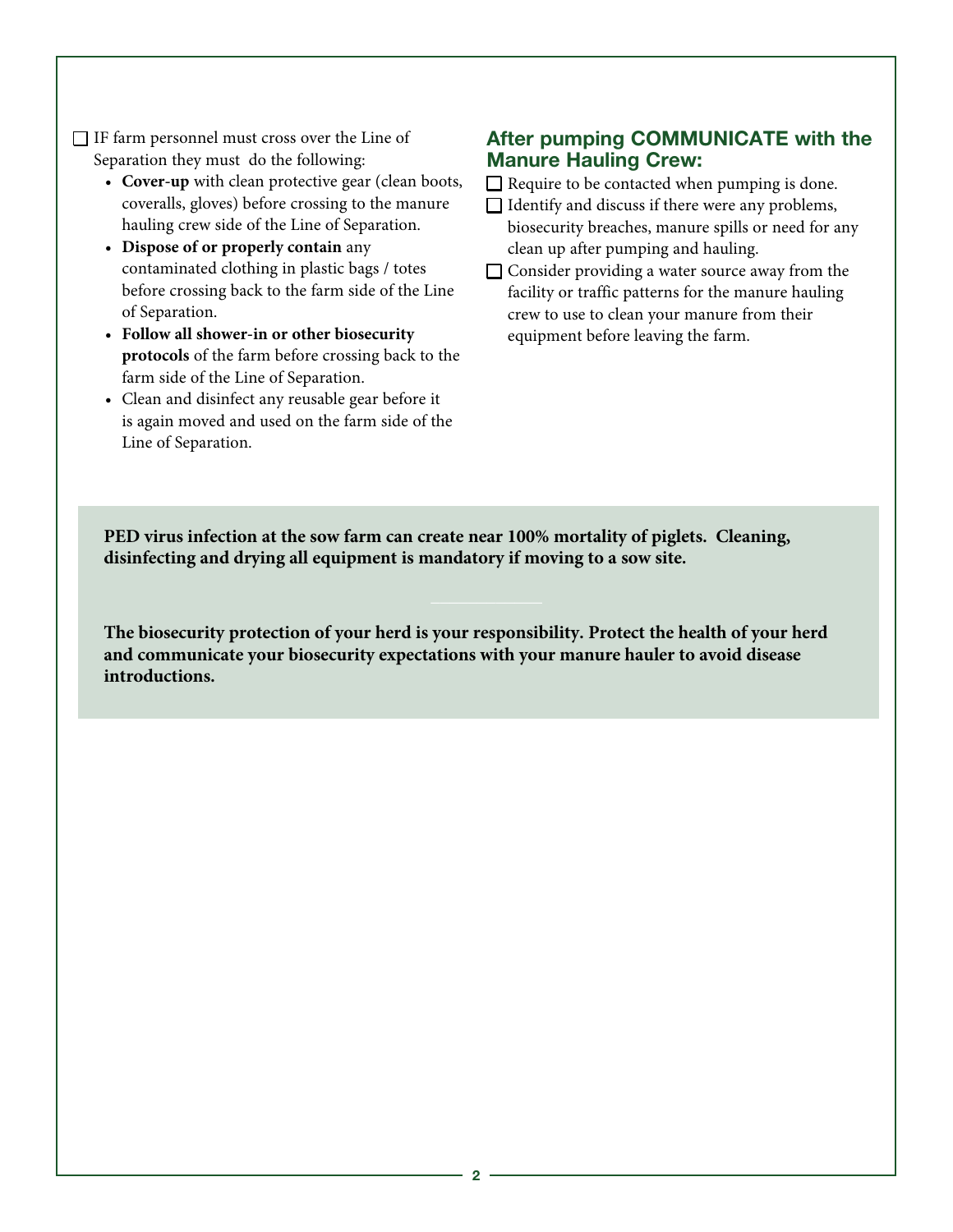- [ ] IF farm personnel must cross over the Line of Separation they must do the following:
  - **Cover-up** with clean protective gear (clean boots, coveralls, gloves) before crossing to the manure hauling crew side of the Line of Separation.
  - **Dispose of or properly contain** any contaminated clothing in plastic bags / totes before crossing back to the farm side of the Line of Separation.
  - **Follow all shower-in or other biosecurity protocols** of the farm before crossing back to the farm side of the Line of Separation.
  - Clean and disinfect any reusable gear before it is again moved and used on the farm side of the Line of Separation.

## After pumping COMMUNICATE with the Manure Hauling Crew:

- [ ] Require to be contacted when pumping is done.
- [ ] Identify and discuss if there were any problems, biosecurity breaches, manure spills or need for any clean up after pumping and hauling.
- [ ] Consider providing a water source away from the facility or traffic patterns for the manure hauling crew to use to clean your manure from their equipment before leaving the farm.

**PED virus infection at the sow farm can create near 100% mortality of piglets. Cleaning, disinfecting and drying all equipment is mandatory if moving to a sow site.**

**The biosecurity protection of your herd is your responsibility. Protect the health of your herd and communicate your biosecurity expectations with your manure hauler to avoid disease introductions.**